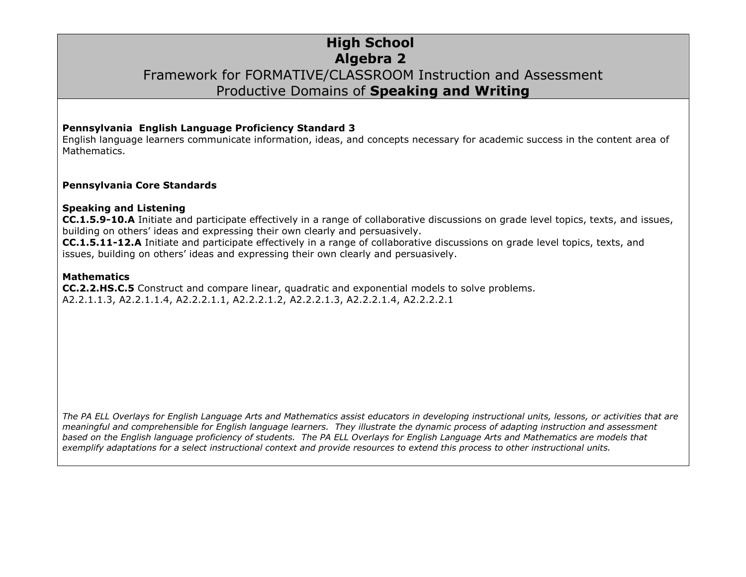# High School
# Algebra 2

## Framework for FORMATIVE/CLASSROOM Instruction and Assessment
## Productive Domains of **Speaking and Writing**

**Pennsylvania English Language Proficiency Standard 3**
English language learners communicate information, ideas, and concepts necessary for academic success in the content area of Mathematics.

**Pennsylvania Core Standards**

**Speaking and Listening**
**CC.1.5.9-10.A** Initiate and participate effectively in a range of collaborative discussions on grade level topics, texts, and issues, building on others' ideas and expressing their own clearly and persuasively.
**CC.1.5.11-12.A** Initiate and participate effectively in a range of collaborative discussions on grade level topics, texts, and issues, building on others' ideas and expressing their own clearly and persuasively.

**Mathematics**
**CC.2.2.HS.C.5** Construct and compare linear, quadratic and exponential models to solve problems.
A2.2.1.1.3, A2.2.1.1.4, A2.2.2.1.1, A2.2.2.1.2, A2.2.2.1.3, A2.2.2.1.4, A2.2.2.2.1

*The PA ELL Overlays for English Language Arts and Mathematics assist educators in developing instructional units, lessons, or activities that are meaningful and comprehensible for English language learners. They illustrate the dynamic process of adapting instruction and assessment based on the English language proficiency of students. The PA ELL Overlays for English Language Arts and Mathematics are models that exemplify adaptations for a select instructional context and provide resources to extend this process to other instructional units.*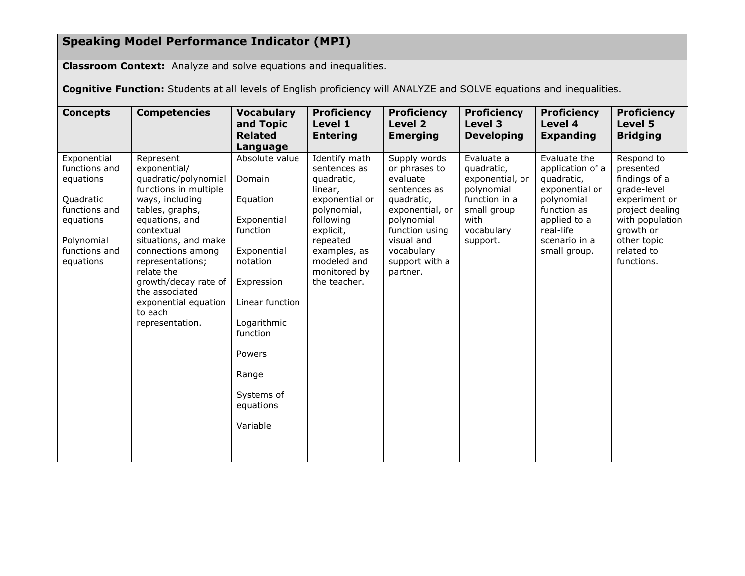## Speaking Model Performance Indicator (MPI)

**Classroom Context:** Analyze and solve equations and inequalities.

**Cognitive Function:** Students at all levels of English proficiency will ANALYZE and SOLVE equations and inequalities.

| Concepts | Competencies | Vocabulary and Topic Related Language | Proficiency Level 1 Entering | Proficiency Level 2 Emerging | Proficiency Level 3 Developing | Proficiency Level 4 Expanding | Proficiency Level 5 Bridging |
|---|---|---|---|---|---|---|---|
| Exponential functions and equations<br><br>Quadratic functions and equations<br><br>Polynomial functions and equations | Represent exponential/ quadratic/polynomial functions in multiple ways, including tables, graphs, equations, and contextual situations, and make connections among representations; relate the growth/decay rate of the associated exponential equation to each representation. | Absolute value<br><br>Domain<br><br>Equation<br><br>Exponential function<br><br>Exponential notation<br><br>Expression<br><br>Linear function<br><br>Logarithmic function<br><br>Powers<br><br>Range<br><br>Systems of equations<br><br>Variable | Identify math sentences as quadratic, linear, exponential or polynomial, following explicit, repeated examples, as modeled and monitored by the teacher. | Supply words or phrases to evaluate sentences as quadratic, exponential, or polynomial function using visual and vocabulary support with a partner. | Evaluate a quadratic, exponential, or polynomial function in a small group with vocabulary support. | Evaluate the application of a quadratic, exponential or polynomial function as applied to a real-life scenario in a small group. | Respond to presented findings of a grade-level experiment or project dealing with population growth or other topic related to functions. |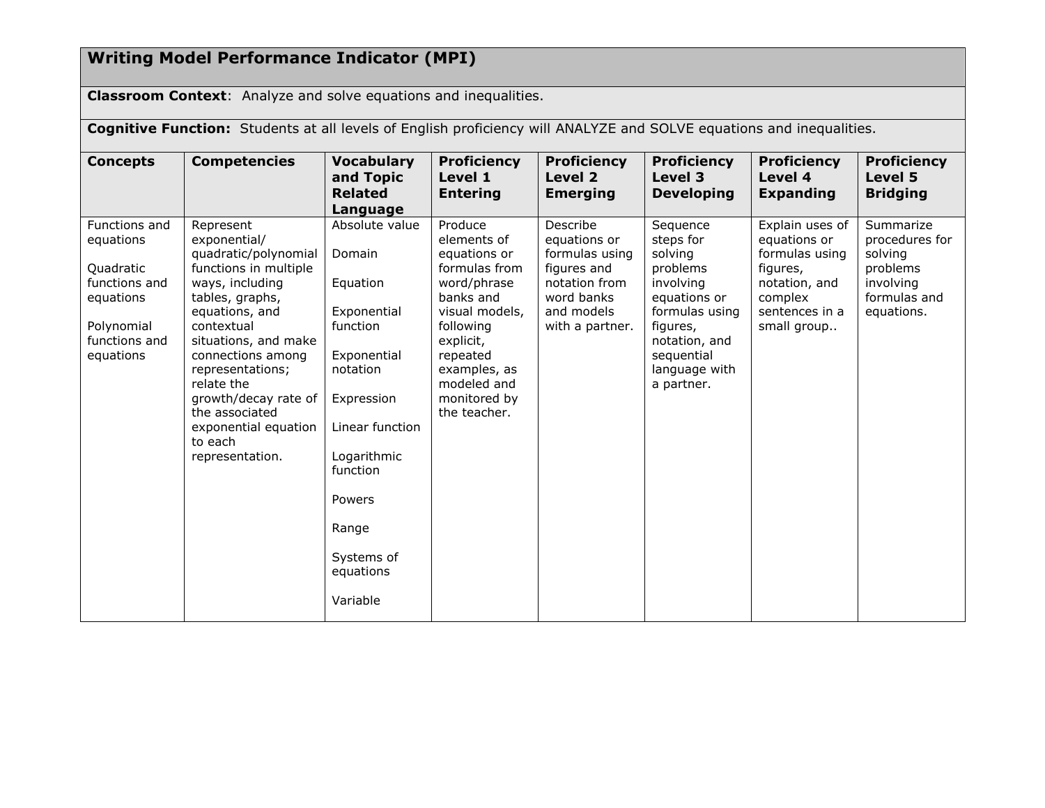## Writing Model Performance Indicator (MPI)

**Classroom Context**: Analyze and solve equations and inequalities.

**Cognitive Function:** Students at all levels of English proficiency will ANALYZE and SOLVE equations and inequalities.

| Concepts | Competencies | Vocabulary and Topic Related Language | Proficiency Level 1 Entering | Proficiency Level 2 Emerging | Proficiency Level 3 Developing | Proficiency Level 4 Expanding | Proficiency Level 5 Bridging |
|---|---|---|---|---|---|---|---|
| Functions and equations<br><br>Quadratic functions and equations<br><br>Polynomial functions and equations | Represent exponential/ quadratic/polynomial functions in multiple ways, including tables, graphs, equations, and contextual situations, and make connections among representations; relate the growth/decay rate of the associated exponential equation to each representation. | Absolute value<br><br>Domain<br><br>Equation<br><br>Exponential function<br><br>Exponential notation<br><br>Expression<br><br>Linear function<br><br>Logarithmic function<br><br>Powers<br><br>Range<br><br>Systems of equations<br><br>Variable | Produce elements of equations or formulas from word/phrase banks and visual models, following explicit, repeated examples, as modeled and monitored by the teacher. | Describe equations or formulas using figures and notation from word banks and models with a partner. | Sequence steps for solving problems involving equations or formulas using figures, notation, and sequential language with a partner. | Explain uses of equations or formulas using figures, notation, and complex sentences in a small group.. | Summarize procedures for solving problems involving formulas and equations. |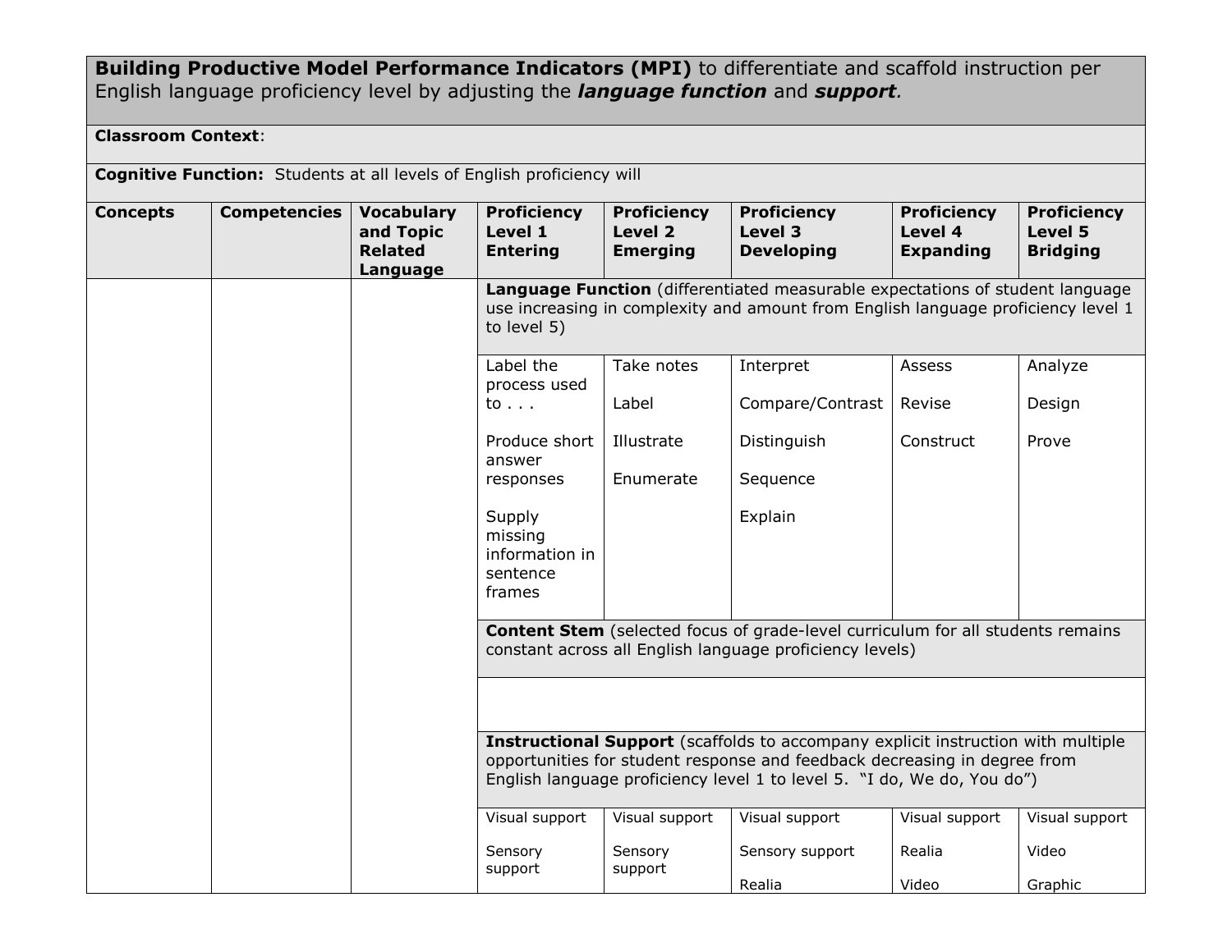| **Building Productive Model Performance Indicators (MPI)** to differentiate and scaffold instruction per English language proficiency level by adjusting the ***language function*** and ***support.*** | | | | | | | |
|---|---|---|---|---|---|---|---|
| **Classroom Context**: | | | | | | | |
| **Cognitive Function:** Students at all levels of English proficiency will | | | | | | | |
| **Concepts** | **Competencies** | **Vocabulary and Topic Related Language** | **Proficiency Level 1 Entering** | **Proficiency Level 2 Emerging** | **Proficiency Level 3 Developing** | **Proficiency Level 4 Expanding** | **Proficiency Level 5 Bridging** |
| | | | **Language Function** (differentiated measurable expectations of student language use increasing in complexity and amount from English language proficiency level 1 to level 5) | | | | |
| | | | Label the process used to . . .<br><br>Produce short answer responses<br><br>Supply missing information in sentence frames | Take notes<br><br>Label<br><br>Illustrate<br><br>Enumerate | Interpret<br><br>Compare/Contrast<br><br>Distinguish<br><br>Sequence<br><br>Explain | Assess<br><br>Revise<br><br>Construct | Analyze<br><br>Design<br><br>Prove |
| | | | **Content Stem** (selected focus of grade-level curriculum for all students remains constant across all English language proficiency levels) | | | | |
| | | | | | | | |
| | | | **Instructional Support** (scaffolds to accompany explicit instruction with multiple opportunities for student response and feedback decreasing in degree from English language proficiency level 1 to level 5. "I do, We do, You do") | | | | |
| | | | Visual support<br><br>Sensory support | Visual support<br><br>Sensory support | Visual support<br><br>Sensory support<br><br>Realia | Visual support<br><br>Realia<br><br>Video | Visual support<br><br>Video<br><br>Graphic |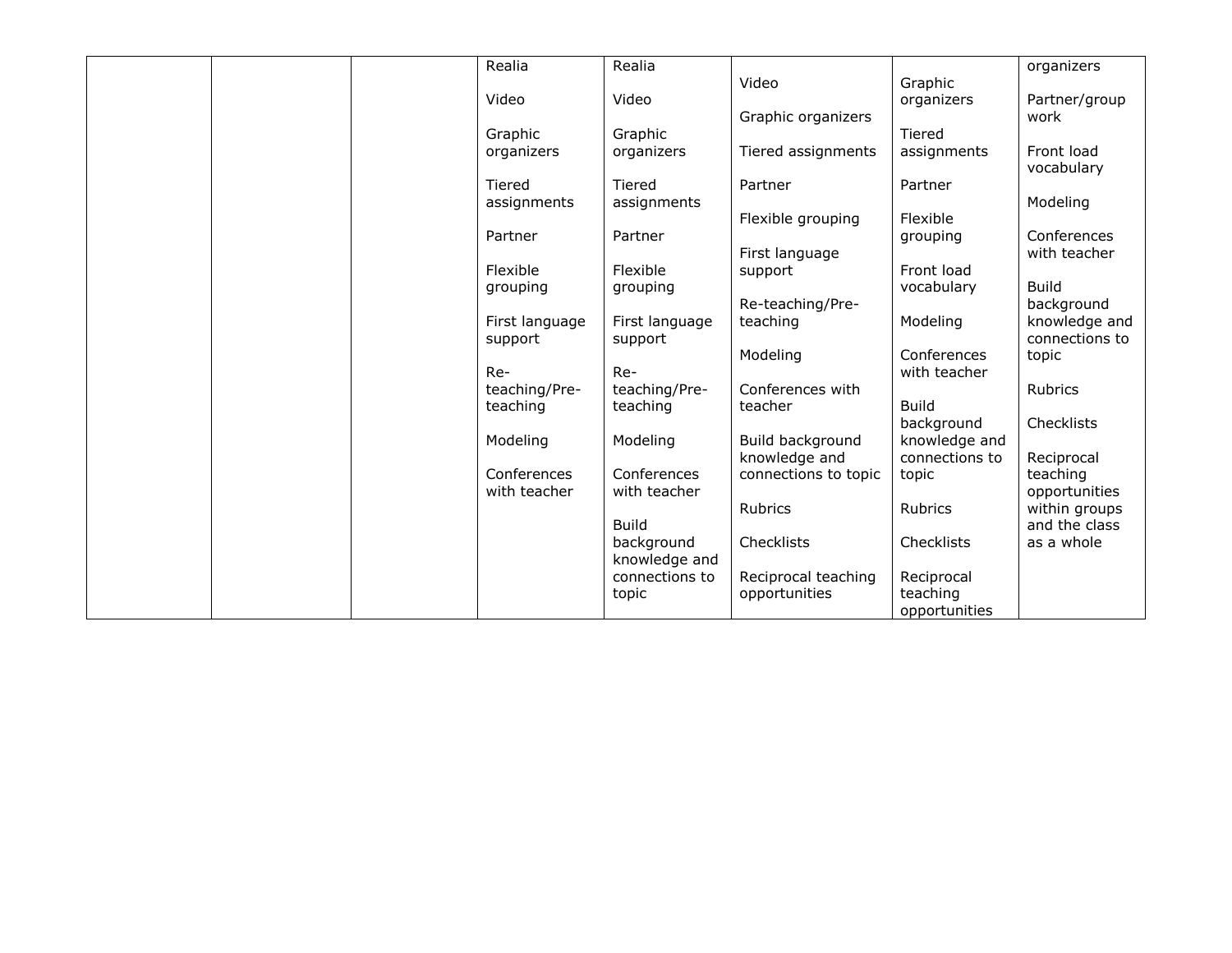| | | | | | | | |
|---|---|---|---|---|---|---|---|
| | | | Realia<br><br>Video<br><br>Graphic organizers<br><br>Tiered assignments<br><br>Partner<br><br>Flexible grouping<br><br>First language support<br><br>Re-teaching/Pre-teaching<br><br>Modeling<br><br>Conferences with teacher | Realia<br><br>Video<br><br>Graphic organizers<br><br>Tiered assignments<br><br>Partner<br><br>Flexible grouping<br><br>First language support<br><br>Re-teaching/Pre-teaching<br><br>Modeling<br><br>Conferences with teacher<br><br>Build background knowledge and connections to topic | Video<br><br>Graphic organizers<br><br>Tiered assignments<br><br>Partner<br><br>Flexible grouping<br><br>First language support<br><br>Re-teaching/Pre-teaching<br><br>Modeling<br><br>Conferences with teacher<br><br>Build background knowledge and connections to topic<br><br>Rubrics<br><br>Checklists<br><br>Reciprocal teaching opportunities | Graphic organizers<br><br>Tiered assignments<br><br>Partner<br><br>Flexible grouping<br><br>Front load vocabulary<br><br>Modeling<br><br>Conferences with teacher<br><br>Build background knowledge and connections to topic<br><br>Rubrics<br><br>Checklists<br><br>Reciprocal teaching opportunities | organizers<br><br>Partner/group work<br><br>Front load vocabulary<br><br>Modeling<br><br>Conferences with teacher<br><br>Build background knowledge and connections to topic<br><br>Rubrics<br><br>Checklists<br><br>Reciprocal teaching opportunities within groups and the class as a whole |